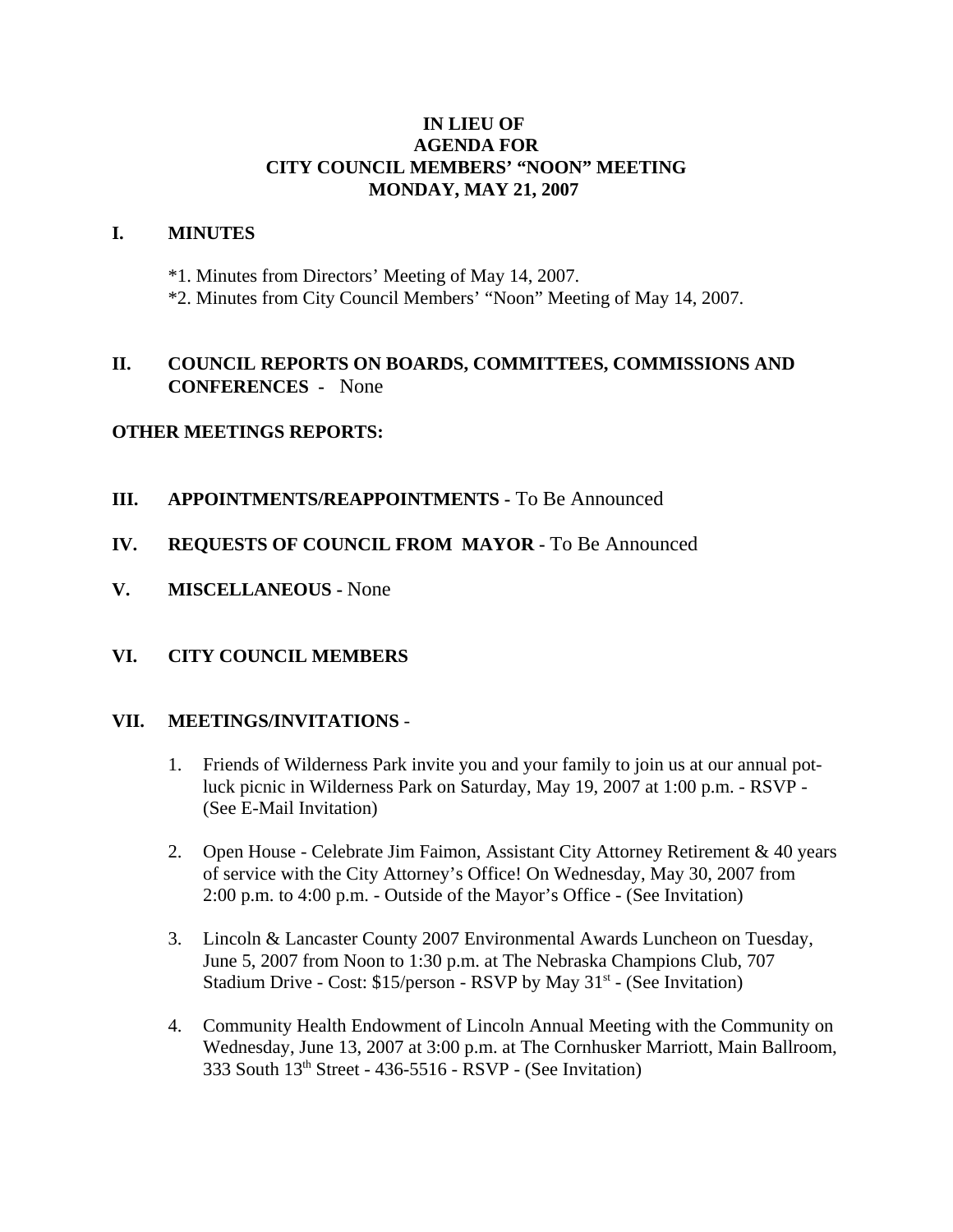# IN LIEU OF
# AGENDA FOR
# CITY COUNCIL MEMBERS' "NOON" MEETING
# MONDAY, MAY 21, 2007

## I. MINUTES

*1. Minutes from Directors' Meeting of May 14, 2007.
*2. Minutes from City Council Members' "Noon" Meeting of May 14, 2007.

## II. COUNCIL REPORTS ON BOARDS, COMMITTEES, COMMISSIONS AND CONFERENCES - None

**OTHER MEETINGS REPORTS:**

## III. APPOINTMENTS/REAPPOINTMENTS - To Be Announced

## IV. REQUESTS OF COUNCIL FROM MAYOR - To Be Announced

## V. MISCELLANEOUS - None

## VI. CITY COUNCIL MEMBERS

## VII. MEETINGS/INVITATIONS -

1. Friends of Wilderness Park invite you and your family to join us at our annual pot-luck picnic in Wilderness Park on Saturday, May 19, 2007 at 1:00 p.m. - RSVP - (See E-Mail Invitation)

2. Open House - Celebrate Jim Faimon, Assistant City Attorney Retirement & 40 years of service with the City Attorney's Office! On Wednesday, May 30, 2007 from 2:00 p.m. to 4:00 p.m. - Outside of the Mayor's Office - (See Invitation)

3. Lincoln & Lancaster County 2007 Environmental Awards Luncheon on Tuesday, June 5, 2007 from Noon to 1:30 p.m. at The Nebraska Champions Club, 707 Stadium Drive - Cost: $15/person - RSVP by May 31st - (See Invitation)

4. Community Health Endowment of Lincoln Annual Meeting with the Community on Wednesday, June 13, 2007 at 3:00 p.m. at The Cornhusker Marriott, Main Ballroom, 333 South 13th Street - 436-5516 - RSVP - (See Invitation)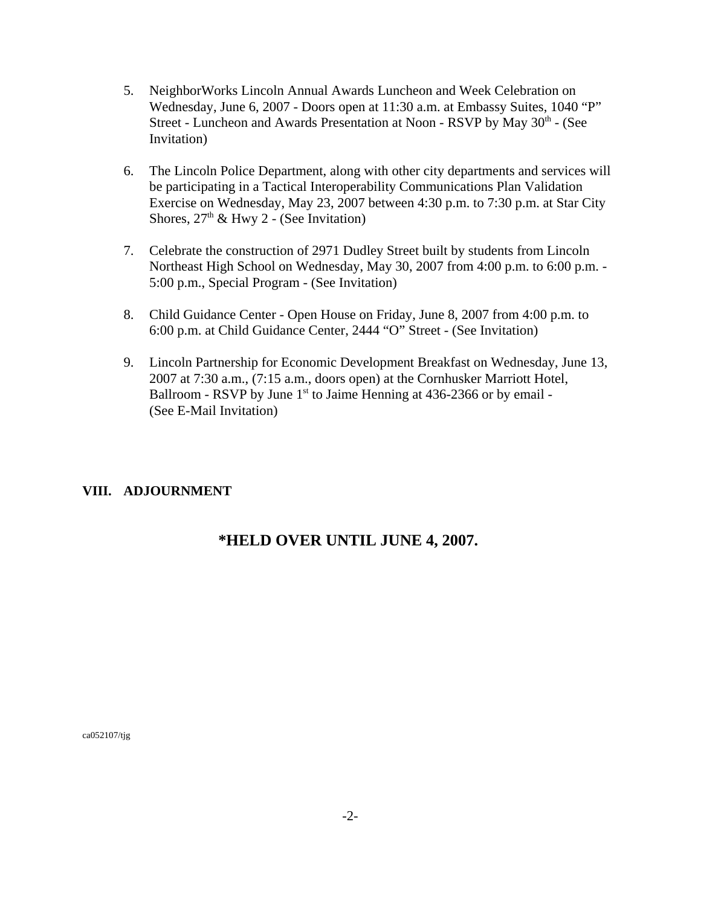5. NeighborWorks Lincoln Annual Awards Luncheon and Week Celebration on Wednesday, June 6, 2007 - Doors open at 11:30 a.m. at Embassy Suites, 1040 "P" Street - Luncheon and Awards Presentation at Noon - RSVP by May 30th - (See Invitation)

6. The Lincoln Police Department, along with other city departments and services will be participating in a Tactical Interoperability Communications Plan Validation Exercise on Wednesday, May 23, 2007 between 4:30 p.m. to 7:30 p.m. at Star City Shores, 27th & Hwy 2 - (See Invitation)

7. Celebrate the construction of 2971 Dudley Street built by students from Lincoln Northeast High School on Wednesday, May 30, 2007 from 4:00 p.m. to 6:00 p.m. - 5:00 p.m., Special Program - (See Invitation)

8. Child Guidance Center - Open House on Friday, June 8, 2007 from 4:00 p.m. to 6:00 p.m. at Child Guidance Center, 2444 "O" Street - (See Invitation)

9. Lincoln Partnership for Economic Development Breakfast on Wednesday, June 13, 2007 at 7:30 a.m., (7:15 a.m., doors open) at the Cornhusker Marriott Hotel, Ballroom - RSVP by June 1st to Jaime Henning at 436-2366 or by email - (See E-Mail Invitation)

**VIII. ADJOURNMENT**

## *HELD OVER UNTIL JUNE 4, 2007.

ca052107/tjg